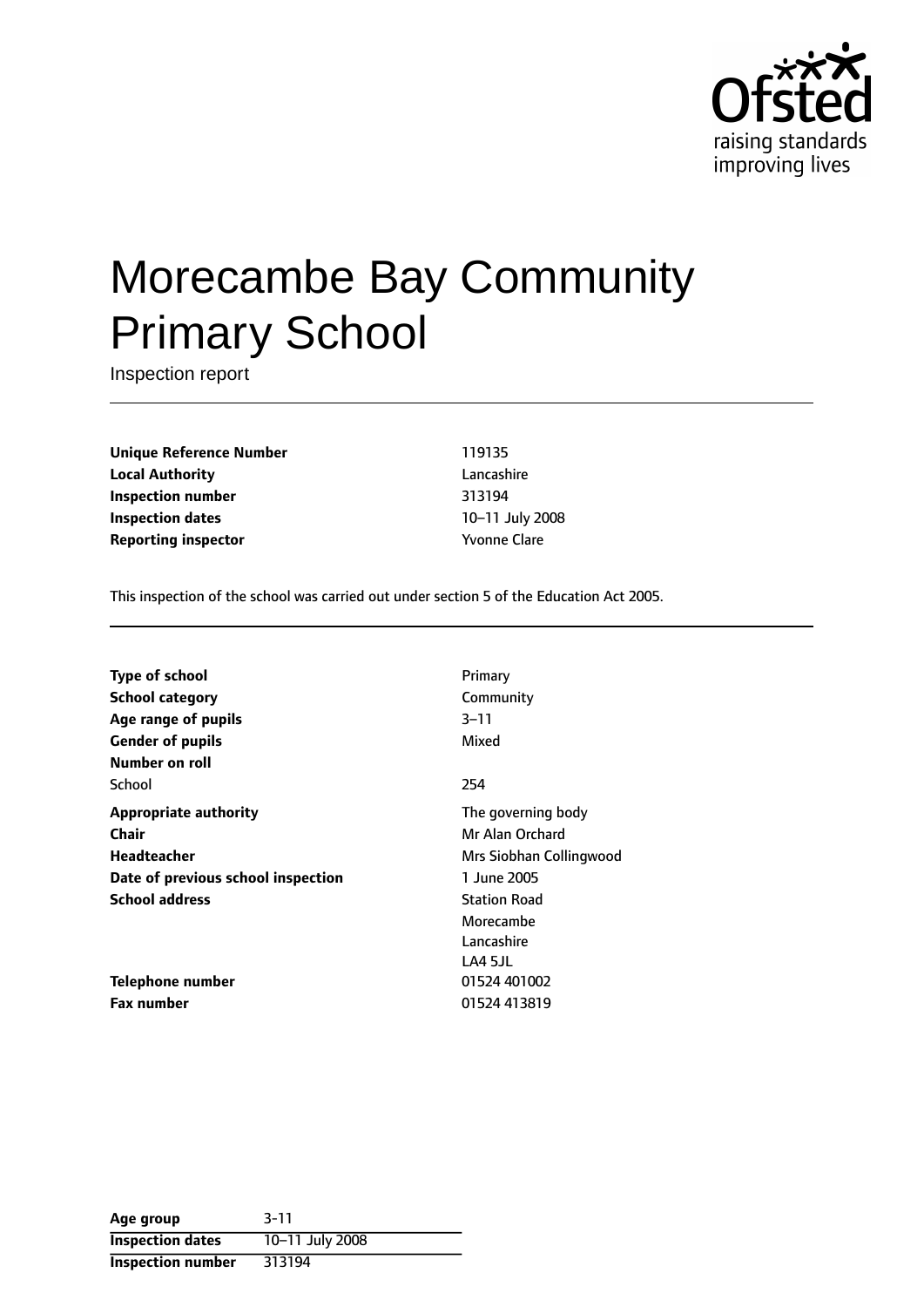# Morecambe Bay Community Primary School

Inspection report

| | |
|---|---|
| **Unique Reference Number** | 119135 |
| **Local Authority** | Lancashire |
| **Inspection number** | 313194 |
| **Inspection dates** | 10–11 July 2008 |
| **Reporting inspector** | Yvonne Clare |

This inspection of the school was carried out under section 5 of the Education Act 2005.

| | |
|---|---|
| **Type of school** | Primary |
| **School category** | Community |
| **Age range of pupils** | 3–11 |
| **Gender of pupils** | Mixed |
| **Number on roll** | |
| School | 254 |
| **Appropriate authority** | The governing body |
| **Chair** | Mr Alan Orchard |
| **Headteacher** | Mrs Siobhan Collingwood |
| **Date of previous school inspection** | 1 June 2005 |
| **School address** | Station Road<br>Morecambe<br>Lancashire<br>LA4 5JL |
| **Telephone number** | 01524 401002 |
| **Fax number** | 01524 413819 |

| | |
|---|---|
| **Age group** | 3-11 |
| **Inspection dates** | 10–11 July 2008 |
| **Inspection number** | 313194 |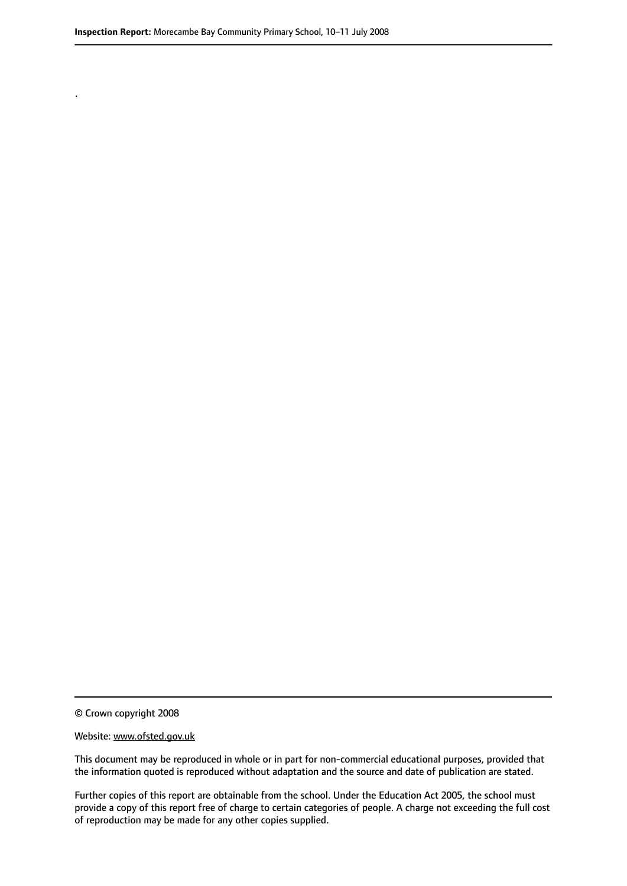.

© Crown copyright 2008

Website: www.ofsted.gov.uk

This document may be reproduced in whole or in part for non-commercial educational purposes, provided that the information quoted is reproduced without adaptation and the source and date of publication are stated.

Further copies of this report are obtainable from the school. Under the Education Act 2005, the school must provide a copy of this report free of charge to certain categories of people. A charge not exceeding the full cost of reproduction may be made for any other copies supplied.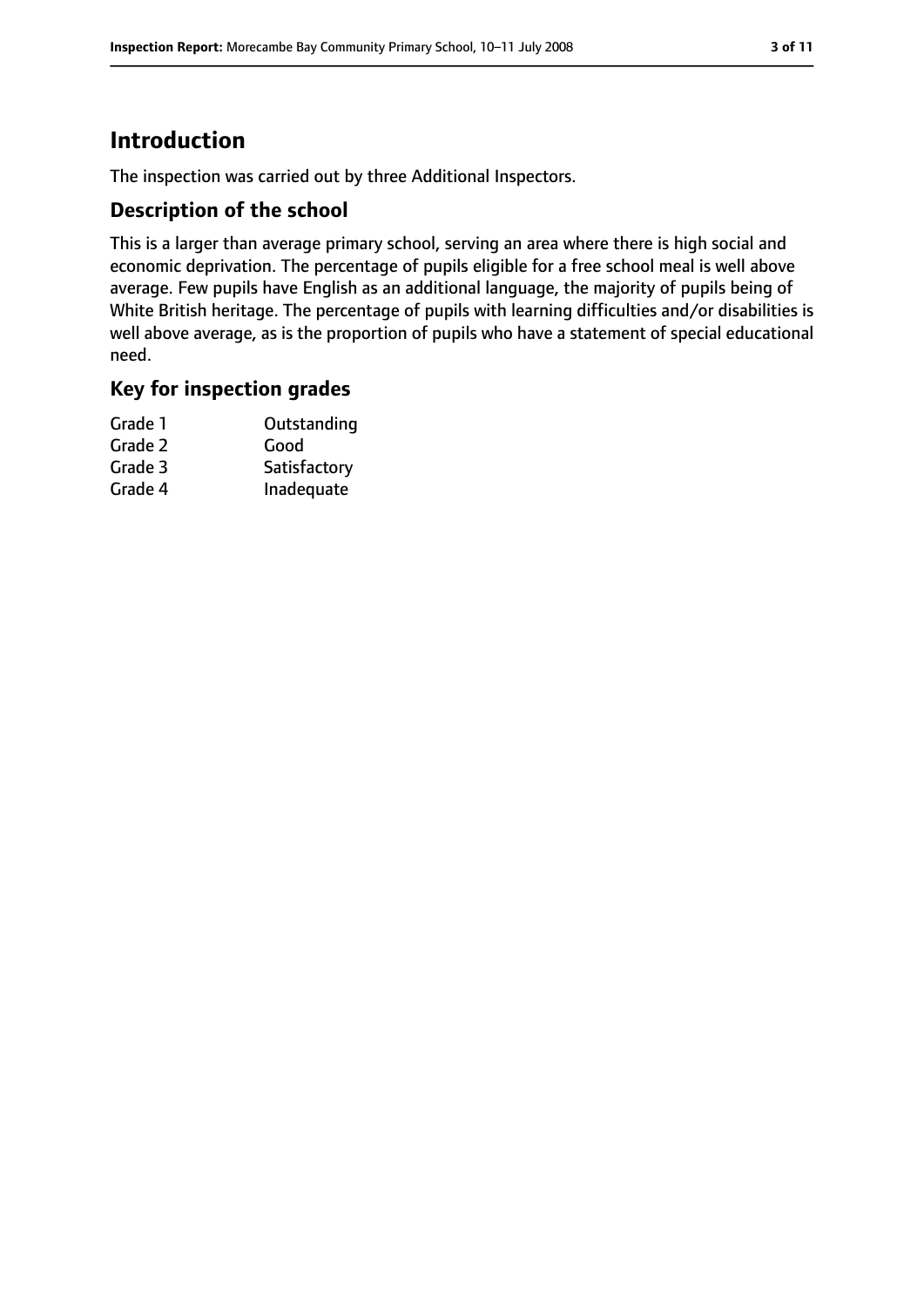# Introduction

The inspection was carried out by three Additional Inspectors.

## Description of the school

This is a larger than average primary school, serving an area where there is high social and economic deprivation. The percentage of pupils eligible for a free school meal is well above average. Few pupils have English as an additional language, the majority of pupils being of White British heritage. The percentage of pupils with learning difficulties and/or disabilities is well above average, as is the proportion of pupils who have a statement of special educational need.

## Key for inspection grades

| | |
|---|---|
| Grade 1 | Outstanding |
| Grade 2 | Good |
| Grade 3 | Satisfactory |
| Grade 4 | Inadequate |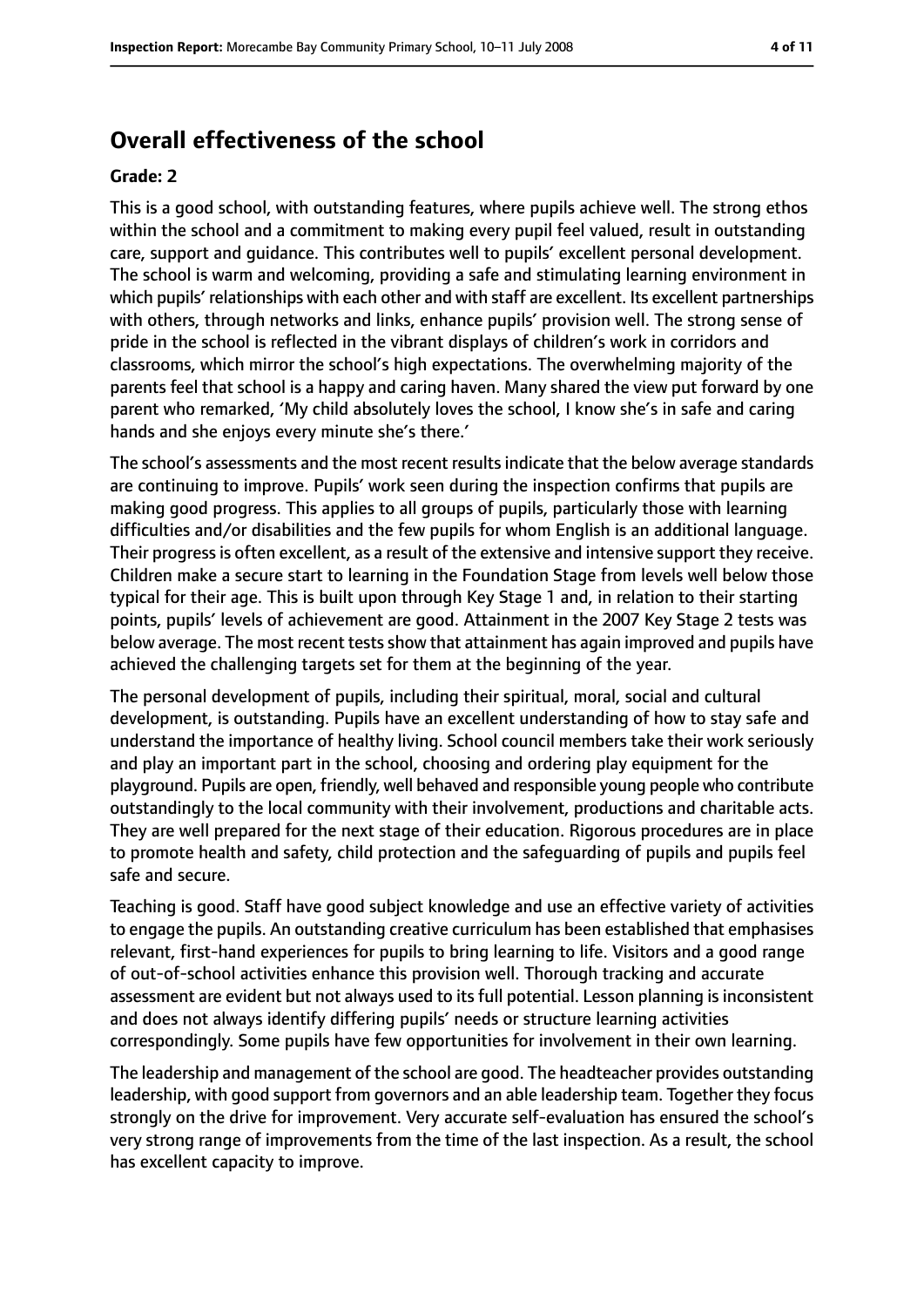## Overall effectiveness of the school

**Grade: 2**

This is a good school, with outstanding features, where pupils achieve well. The strong ethos within the school and a commitment to making every pupil feel valued, result in outstanding care, support and guidance. This contributes well to pupils' excellent personal development. The school is warm and welcoming, providing a safe and stimulating learning environment in which pupils' relationships with each other and with staff are excellent. Its excellent partnerships with others, through networks and links, enhance pupils' provision well. The strong sense of pride in the school is reflected in the vibrant displays of children's work in corridors and classrooms, which mirror the school's high expectations. The overwhelming majority of the parents feel that school is a happy and caring haven. Many shared the view put forward by one parent who remarked, 'My child absolutely loves the school, I know she's in safe and caring hands and she enjoys every minute she's there.'

The school's assessments and the most recent results indicate that the below average standards are continuing to improve. Pupils' work seen during the inspection confirms that pupils are making good progress. This applies to all groups of pupils, particularly those with learning difficulties and/or disabilities and the few pupils for whom English is an additional language. Their progress is often excellent, as a result of the extensive and intensive support they receive. Children make a secure start to learning in the Foundation Stage from levels well below those typical for their age. This is built upon through Key Stage 1 and, in relation to their starting points, pupils' levels of achievement are good. Attainment in the 2007 Key Stage 2 tests was below average. The most recent tests show that attainment has again improved and pupils have achieved the challenging targets set for them at the beginning of the year.

The personal development of pupils, including their spiritual, moral, social and cultural development, is outstanding. Pupils have an excellent understanding of how to stay safe and understand the importance of healthy living. School council members take their work seriously and play an important part in the school, choosing and ordering play equipment for the playground. Pupils are open, friendly, well behaved and responsible young people who contribute outstandingly to the local community with their involvement, productions and charitable acts. They are well prepared for the next stage of their education. Rigorous procedures are in place to promote health and safety, child protection and the safeguarding of pupils and pupils feel safe and secure.

Teaching is good. Staff have good subject knowledge and use an effective variety of activities to engage the pupils. An outstanding creative curriculum has been established that emphasises relevant, first-hand experiences for pupils to bring learning to life. Visitors and a good range of out-of-school activities enhance this provision well. Thorough tracking and accurate assessment are evident but not always used to its full potential. Lesson planning is inconsistent and does not always identify differing pupils' needs or structure learning activities correspondingly. Some pupils have few opportunities for involvement in their own learning.

The leadership and management of the school are good. The headteacher provides outstanding leadership, with good support from governors and an able leadership team. Together they focus strongly on the drive for improvement. Very accurate self-evaluation has ensured the school's very strong range of improvements from the time of the last inspection. As a result, the school has excellent capacity to improve.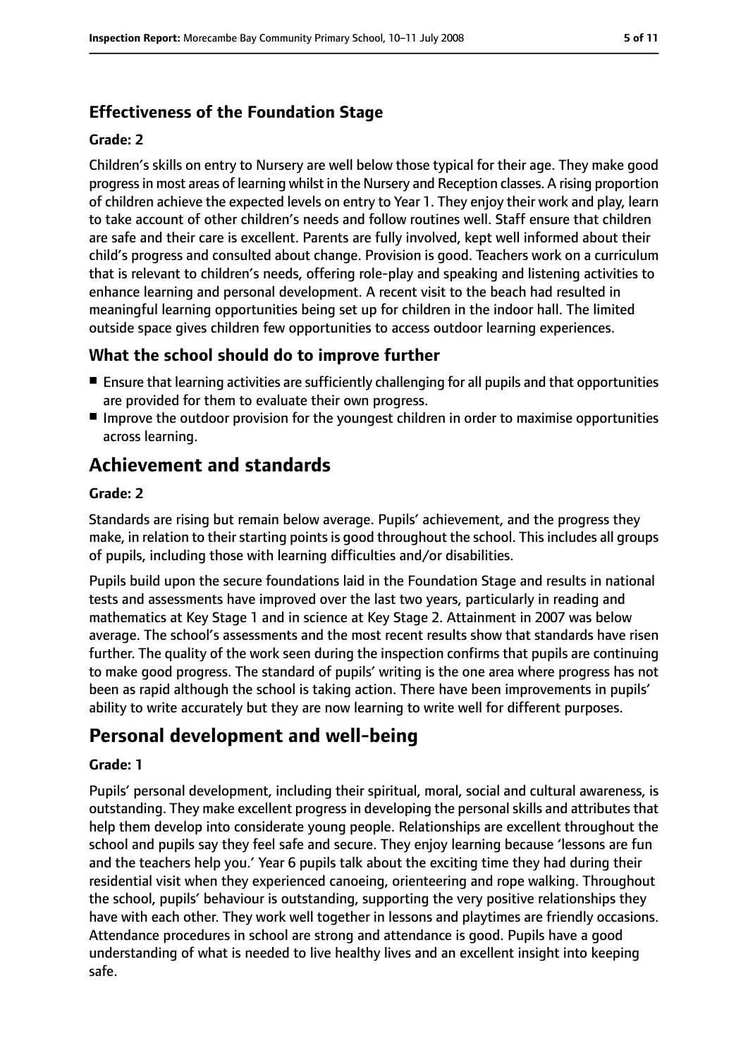### Effectiveness of the Foundation Stage

#### Grade: 2

Children's skills on entry to Nursery are well below those typical for their age. They make good progress in most areas of learning whilst in the Nursery and Reception classes. A rising proportion of children achieve the expected levels on entry to Year 1. They enjoy their work and play, learn to take account of other children's needs and follow routines well. Staff ensure that children are safe and their care is excellent. Parents are fully involved, kept well informed about their child's progress and consulted about change. Provision is good. Teachers work on a curriculum that is relevant to children's needs, offering role-play and speaking and listening activities to enhance learning and personal development. A recent visit to the beach had resulted in meaningful learning opportunities being set up for children in the indoor hall. The limited outside space gives children few opportunities to access outdoor learning experiences.

### What the school should do to improve further

- Ensure that learning activities are sufficiently challenging for all pupils and that opportunities are provided for them to evaluate their own progress.
- Improve the outdoor provision for the youngest children in order to maximise opportunities across learning.

## Achievement and standards

#### Grade: 2

Standards are rising but remain below average. Pupils' achievement, and the progress they make, in relation to their starting points is good throughout the school. This includes all groups of pupils, including those with learning difficulties and/or disabilities.

Pupils build upon the secure foundations laid in the Foundation Stage and results in national tests and assessments have improved over the last two years, particularly in reading and mathematics at Key Stage 1 and in science at Key Stage 2. Attainment in 2007 was below average. The school's assessments and the most recent results show that standards have risen further. The quality of the work seen during the inspection confirms that pupils are continuing to make good progress. The standard of pupils' writing is the one area where progress has not been as rapid although the school is taking action. There have been improvements in pupils' ability to write accurately but they are now learning to write well for different purposes.

## Personal development and well-being

#### Grade: 1

Pupils' personal development, including their spiritual, moral, social and cultural awareness, is outstanding. They make excellent progress in developing the personal skills and attributes that help them develop into considerate young people. Relationships are excellent throughout the school and pupils say they feel safe and secure. They enjoy learning because 'lessons are fun and the teachers help you.' Year 6 pupils talk about the exciting time they had during their residential visit when they experienced canoeing, orienteering and rope walking. Throughout the school, pupils' behaviour is outstanding, supporting the very positive relationships they have with each other. They work well together in lessons and playtimes are friendly occasions. Attendance procedures in school are strong and attendance is good. Pupils have a good understanding of what is needed to live healthy lives and an excellent insight into keeping safe.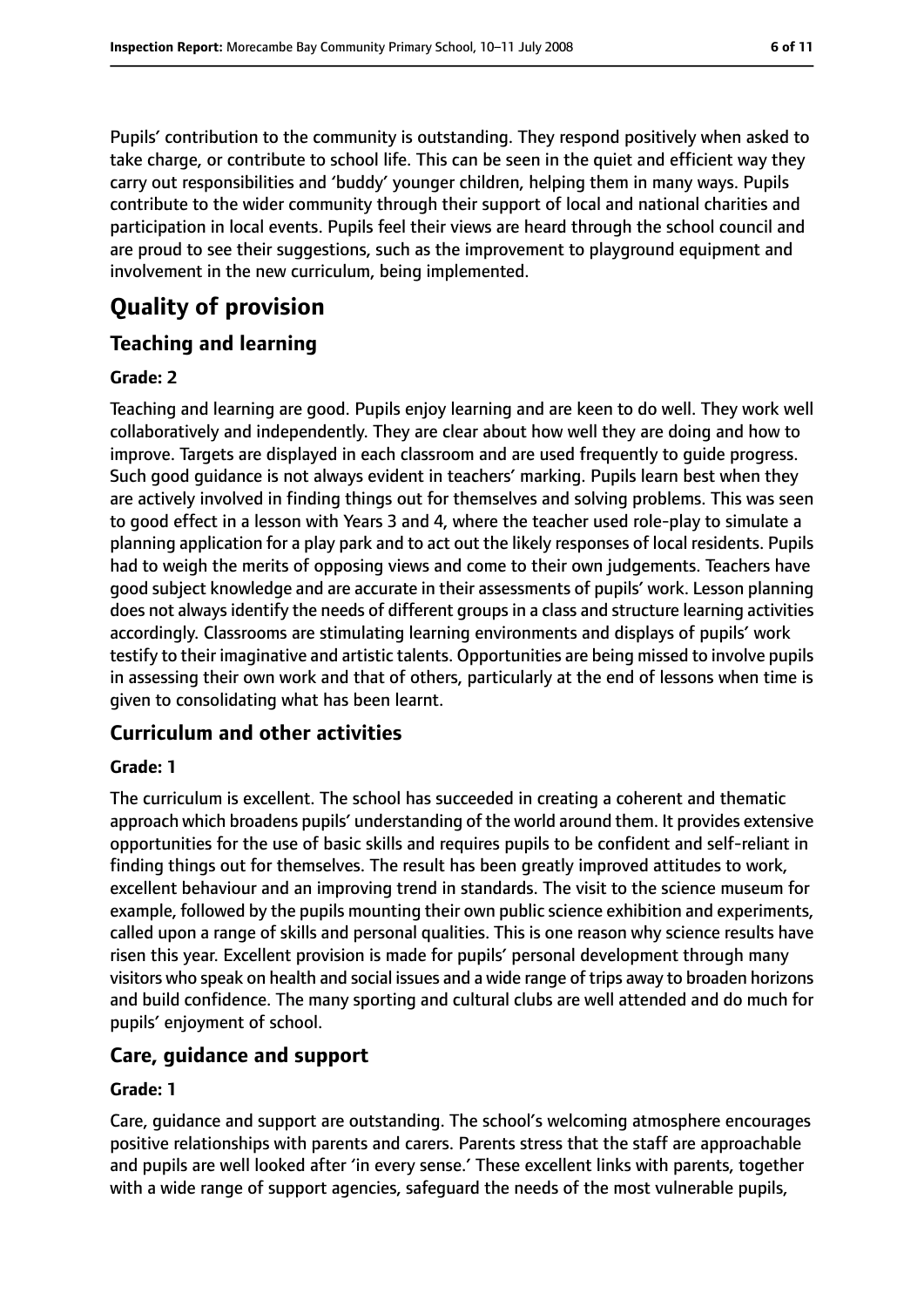Pupils' contribution to the community is outstanding. They respond positively when asked to take charge, or contribute to school life. This can be seen in the quiet and efficient way they carry out responsibilities and 'buddy' younger children, helping them in many ways. Pupils contribute to the wider community through their support of local and national charities and participation in local events. Pupils feel their views are heard through the school council and are proud to see their suggestions, such as the improvement to playground equipment and involvement in the new curriculum, being implemented.

# Quality of provision

## Teaching and learning

**Grade: 2**

Teaching and learning are good. Pupils enjoy learning and are keen to do well. They work well collaboratively and independently. They are clear about how well they are doing and how to improve. Targets are displayed in each classroom and are used frequently to guide progress. Such good guidance is not always evident in teachers' marking. Pupils learn best when they are actively involved in finding things out for themselves and solving problems. This was seen to good effect in a lesson with Years 3 and 4, where the teacher used role-play to simulate a planning application for a play park and to act out the likely responses of local residents. Pupils had to weigh the merits of opposing views and come to their own judgements. Teachers have good subject knowledge and are accurate in their assessments of pupils' work. Lesson planning does not always identify the needs of different groups in a class and structure learning activities accordingly. Classrooms are stimulating learning environments and displays of pupils' work testify to their imaginative and artistic talents. Opportunities are being missed to involve pupils in assessing their own work and that of others, particularly at the end of lessons when time is given to consolidating what has been learnt.

## Curriculum and other activities

**Grade: 1**

The curriculum is excellent. The school has succeeded in creating a coherent and thematic approach which broadens pupils' understanding of the world around them. It provides extensive opportunities for the use of basic skills and requires pupils to be confident and self-reliant in finding things out for themselves. The result has been greatly improved attitudes to work, excellent behaviour and an improving trend in standards. The visit to the science museum for example, followed by the pupils mounting their own public science exhibition and experiments, called upon a range of skills and personal qualities. This is one reason why science results have risen this year. Excellent provision is made for pupils' personal development through many visitors who speak on health and social issues and a wide range of trips away to broaden horizons and build confidence. The many sporting and cultural clubs are well attended and do much for pupils' enjoyment of school.

## Care, guidance and support

**Grade: 1**

Care, guidance and support are outstanding. The school's welcoming atmosphere encourages positive relationships with parents and carers. Parents stress that the staff are approachable and pupils are well looked after 'in every sense.' These excellent links with parents, together with a wide range of support agencies, safeguard the needs of the most vulnerable pupils,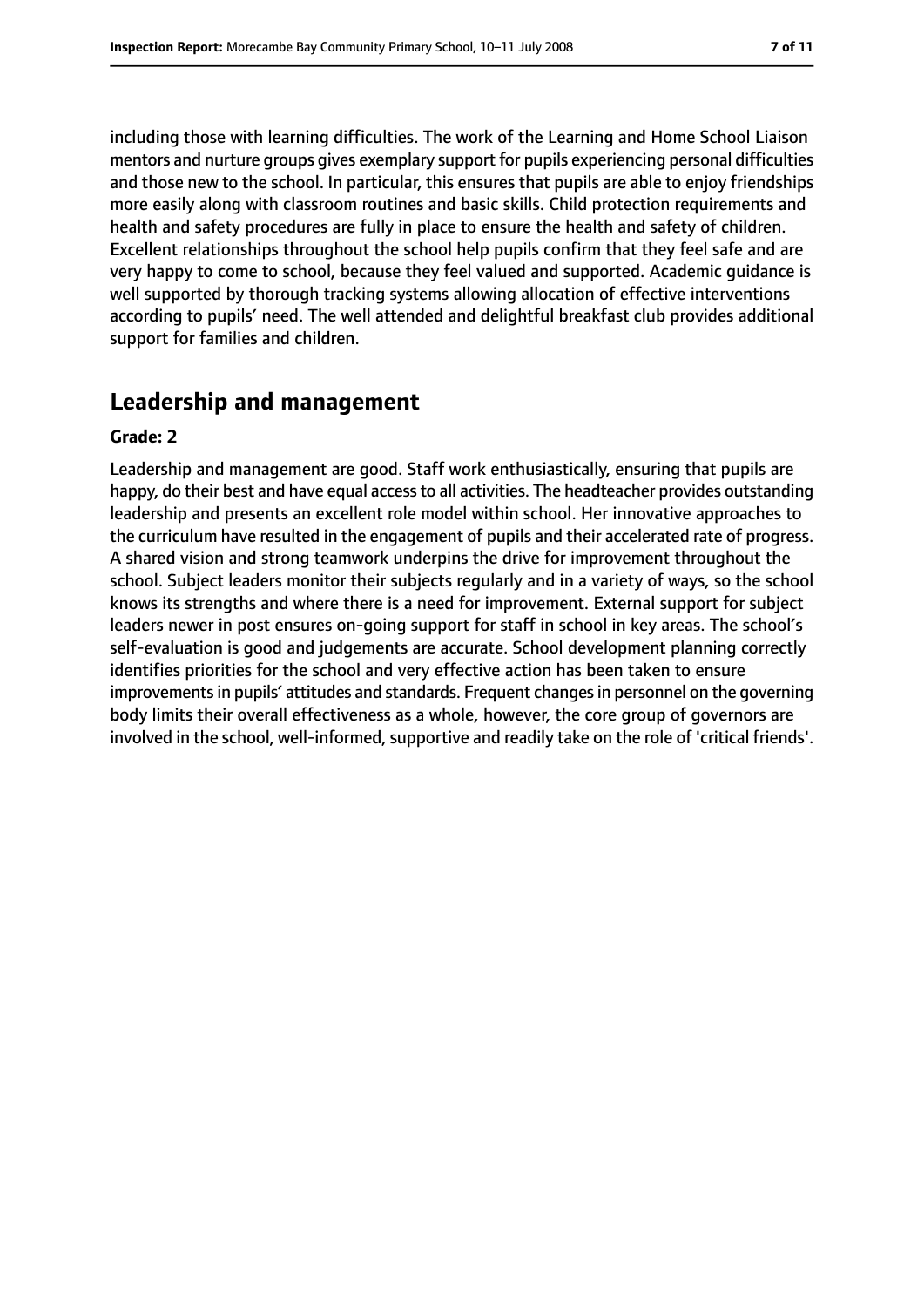including those with learning difficulties. The work of the Learning and Home School Liaison mentors and nurture groups gives exemplary support for pupils experiencing personal difficulties and those new to the school. In particular, this ensures that pupils are able to enjoy friendships more easily along with classroom routines and basic skills. Child protection requirements and health and safety procedures are fully in place to ensure the health and safety of children. Excellent relationships throughout the school help pupils confirm that they feel safe and are very happy to come to school, because they feel valued and supported. Academic guidance is well supported by thorough tracking systems allowing allocation of effective interventions according to pupils' need. The well attended and delightful breakfast club provides additional support for families and children.

## Leadership and management

**Grade: 2**

Leadership and management are good. Staff work enthusiastically, ensuring that pupils are happy, do their best and have equal access to all activities. The headteacher provides outstanding leadership and presents an excellent role model within school. Her innovative approaches to the curriculum have resulted in the engagement of pupils and their accelerated rate of progress. A shared vision and strong teamwork underpins the drive for improvement throughout the school. Subject leaders monitor their subjects regularly and in a variety of ways, so the school knows its strengths and where there is a need for improvement. External support for subject leaders newer in post ensures on-going support for staff in school in key areas. The school's self-evaluation is good and judgements are accurate. School development planning correctly identifies priorities for the school and very effective action has been taken to ensure improvements in pupils' attitudes and standards. Frequent changes in personnel on the governing body limits their overall effectiveness as a whole, however, the core group of governors are involved in the school, well-informed, supportive and readily take on the role of 'critical friends'.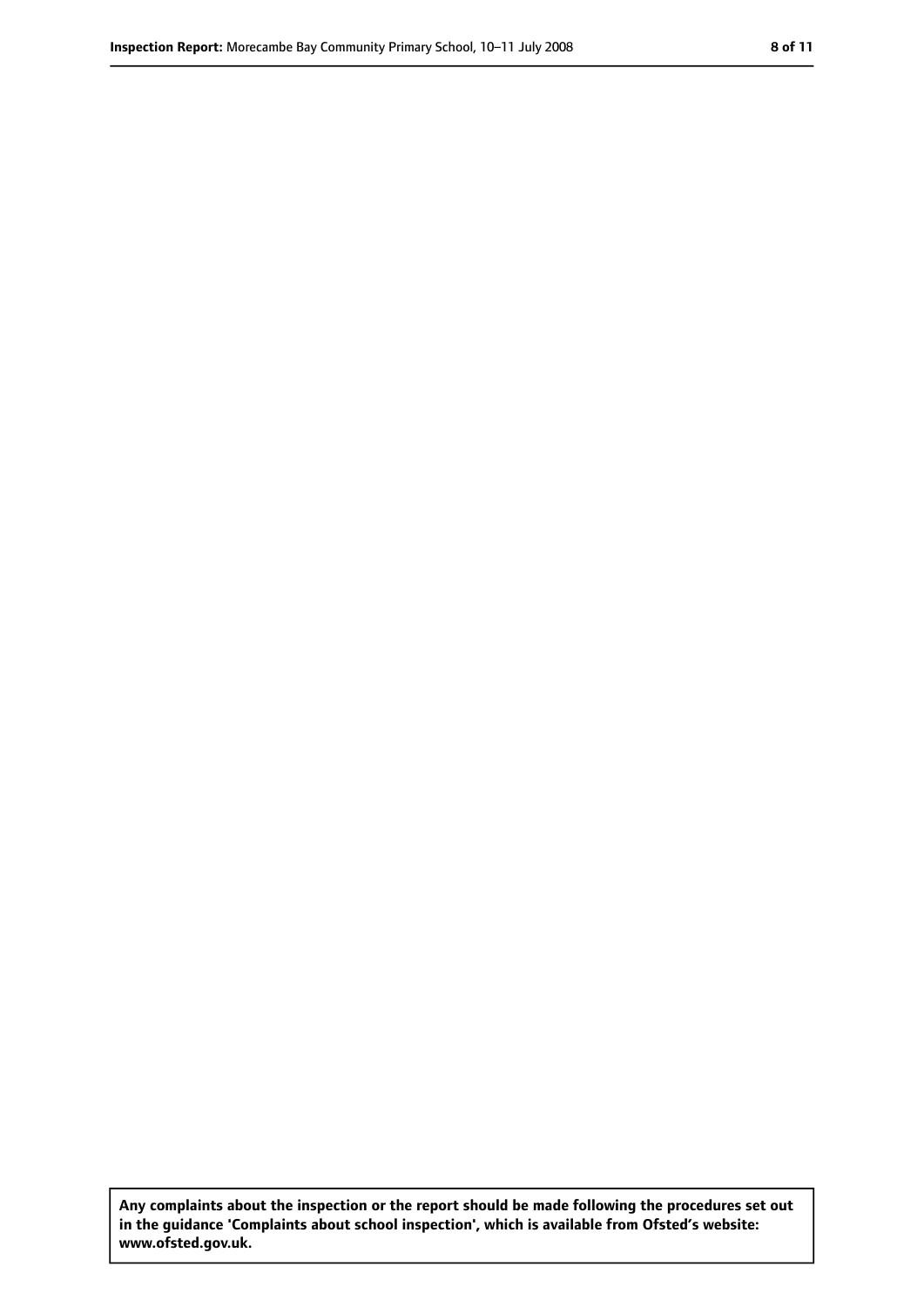**Any complaints about the inspection or the report should be made following the procedures set out in the guidance 'Complaints about school inspection', which is available from Ofsted's website: www.ofsted.gov.uk.**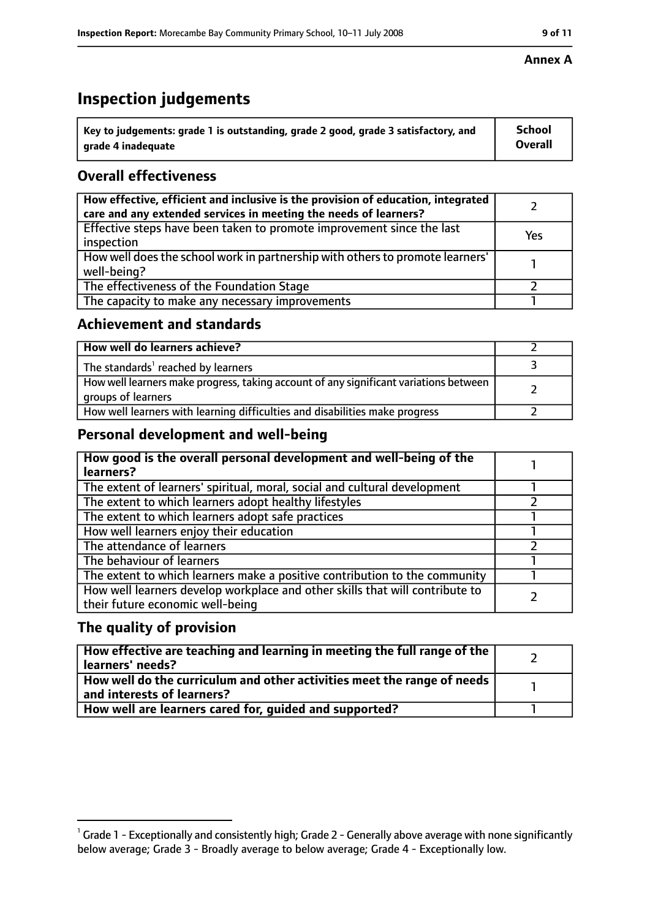**Annex A**

# Inspection judgements

| Key to judgements: grade 1 is outstanding, grade 2 good, grade 3 satisfactory, and grade 4 inadequate | School Overall |
| --- | --- |

## Overall effectiveness

| | |
| --- | --- |
| How effective, efficient and inclusive is the provision of education, integrated care and any extended services in meeting the needs of learners? | 2 |
| Effective steps have been taken to promote improvement since the last inspection | Yes |
| How well does the school work in partnership with others to promote learners' well-being? | 1 |
| The effectiveness of the Foundation Stage | 2 |
| The capacity to make any necessary improvements | 1 |

## Achievement and standards

| | |
| --- | --- |
| How well do learners achieve? | 2 |
| The standards[1] reached by learners | 3 |
| How well learners make progress, taking account of any significant variations between groups of learners | 2 |
| How well learners with learning difficulties and disabilities make progress | 2 |

## Personal development and well-being

| | |
| --- | --- |
| How good is the overall personal development and well-being of the learners? | 1 |
| The extent of learners' spiritual, moral, social and cultural development | 1 |
| The extent to which learners adopt healthy lifestyles | 2 |
| The extent to which learners adopt safe practices | 1 |
| How well learners enjoy their education | 1 |
| The attendance of learners | 2 |
| The behaviour of learners | 1 |
| The extent to which learners make a positive contribution to the community | 1 |
| How well learners develop workplace and other skills that will contribute to their future economic well-being | 2 |

## The quality of provision

| | |
| --- | --- |
| How effective are teaching and learning in meeting the full range of the learners' needs? | 2 |
| How well do the curriculum and other activities meet the range of needs and interests of learners? | 1 |
| How well are learners cared for, guided and supported? | 1 |

[1] Grade 1 - Exceptionally and consistently high; Grade 2 - Generally above average with none significantly below average; Grade 3 - Broadly average to below average; Grade 4 - Exceptionally low.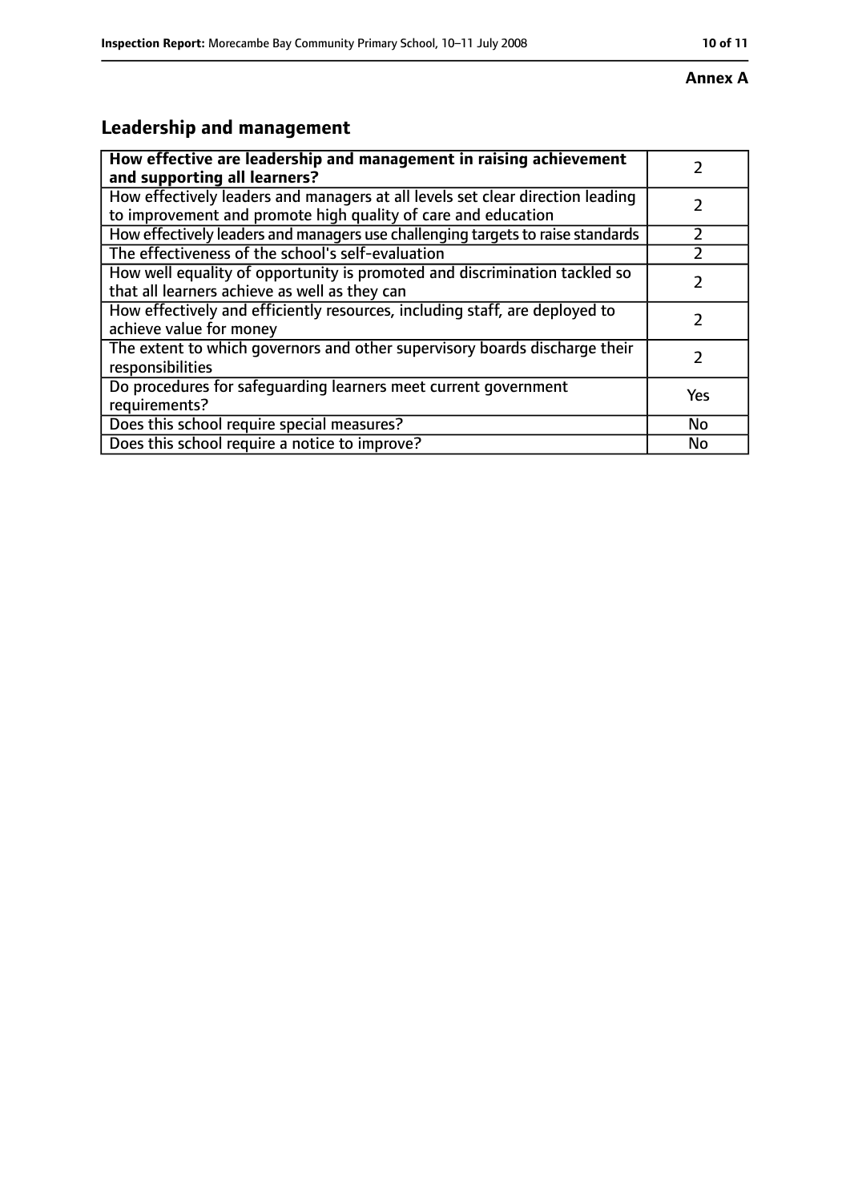**Annex A**

## Leadership and management

| How effective are leadership and management in raising achievement and supporting all learners? | 2 |
|---|---|
| How effectively leaders and managers at all levels set clear direction leading to improvement and promote high quality of care and education | 2 |
| How effectively leaders and managers use challenging targets to raise standards | 2 |
| The effectiveness of the school's self-evaluation | 2 |
| How well equality of opportunity is promoted and discrimination tackled so that all learners achieve as well as they can | 2 |
| How effectively and efficiently resources, including staff, are deployed to achieve value for money | 2 |
| The extent to which governors and other supervisory boards discharge their responsibilities | 2 |
| Do procedures for safeguarding learners meet current government requirements? | Yes |
| Does this school require special measures? | No |
| Does this school require a notice to improve? | No |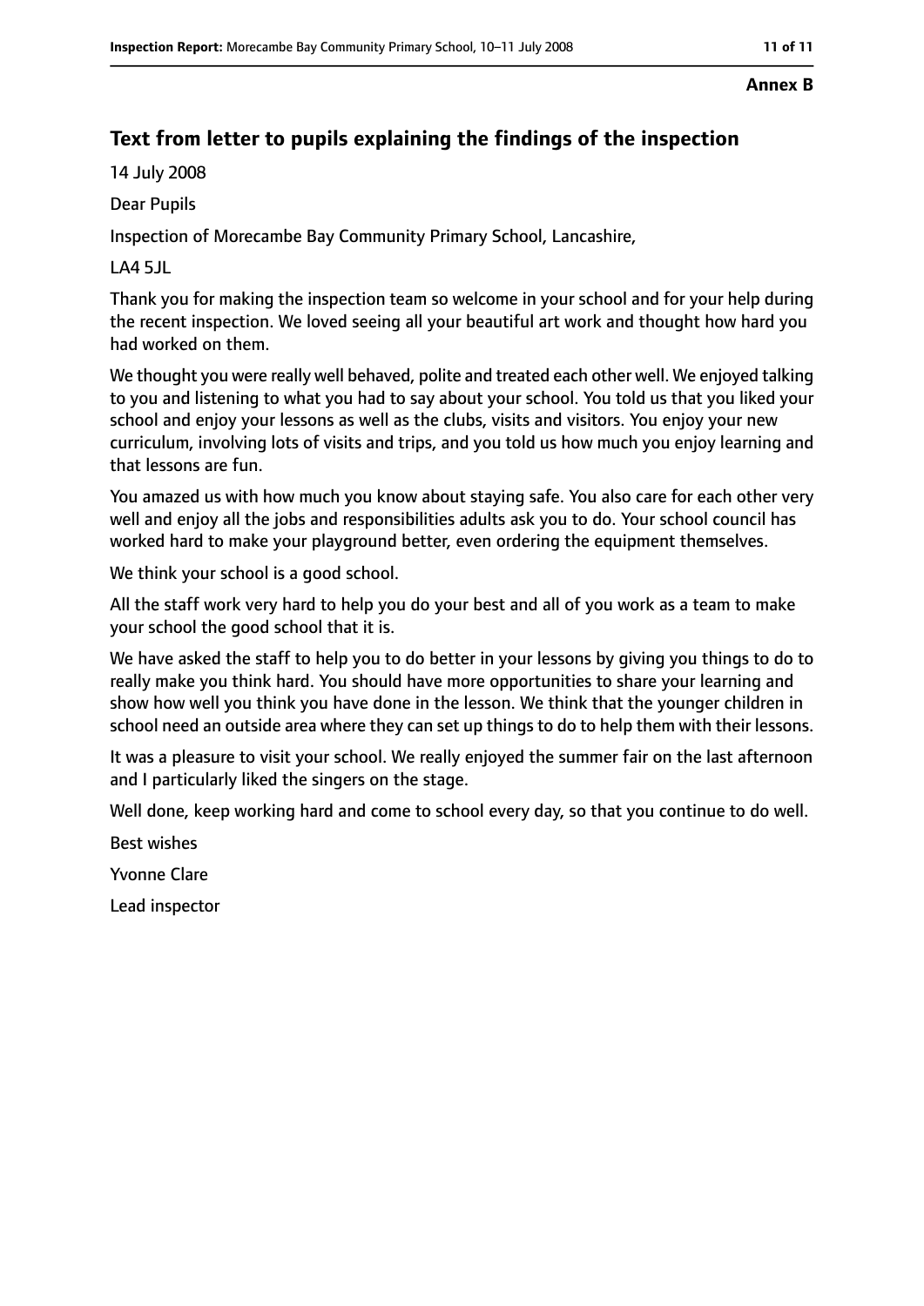**Annex B**

## Text from letter to pupils explaining the findings of the inspection

14 July 2008

Dear Pupils

Inspection of Morecambe Bay Community Primary School, Lancashire,

LA4 5JL

Thank you for making the inspection team so welcome in your school and for your help during the recent inspection. We loved seeing all your beautiful art work and thought how hard you had worked on them.

We thought you were really well behaved, polite and treated each other well. We enjoyed talking to you and listening to what you had to say about your school. You told us that you liked your school and enjoy your lessons as well as the clubs, visits and visitors. You enjoy your new curriculum, involving lots of visits and trips, and you told us how much you enjoy learning and that lessons are fun.

You amazed us with how much you know about staying safe. You also care for each other very well and enjoy all the jobs and responsibilities adults ask you to do. Your school council has worked hard to make your playground better, even ordering the equipment themselves.

We think your school is a good school.

All the staff work very hard to help you do your best and all of you work as a team to make your school the good school that it is.

We have asked the staff to help you to do better in your lessons by giving you things to do to really make you think hard. You should have more opportunities to share your learning and show how well you think you have done in the lesson. We think that the younger children in school need an outside area where they can set up things to do to help them with their lessons.

It was a pleasure to visit your school. We really enjoyed the summer fair on the last afternoon and I particularly liked the singers on the stage.

Well done, keep working hard and come to school every day, so that you continue to do well.

Best wishes

Yvonne Clare

Lead inspector